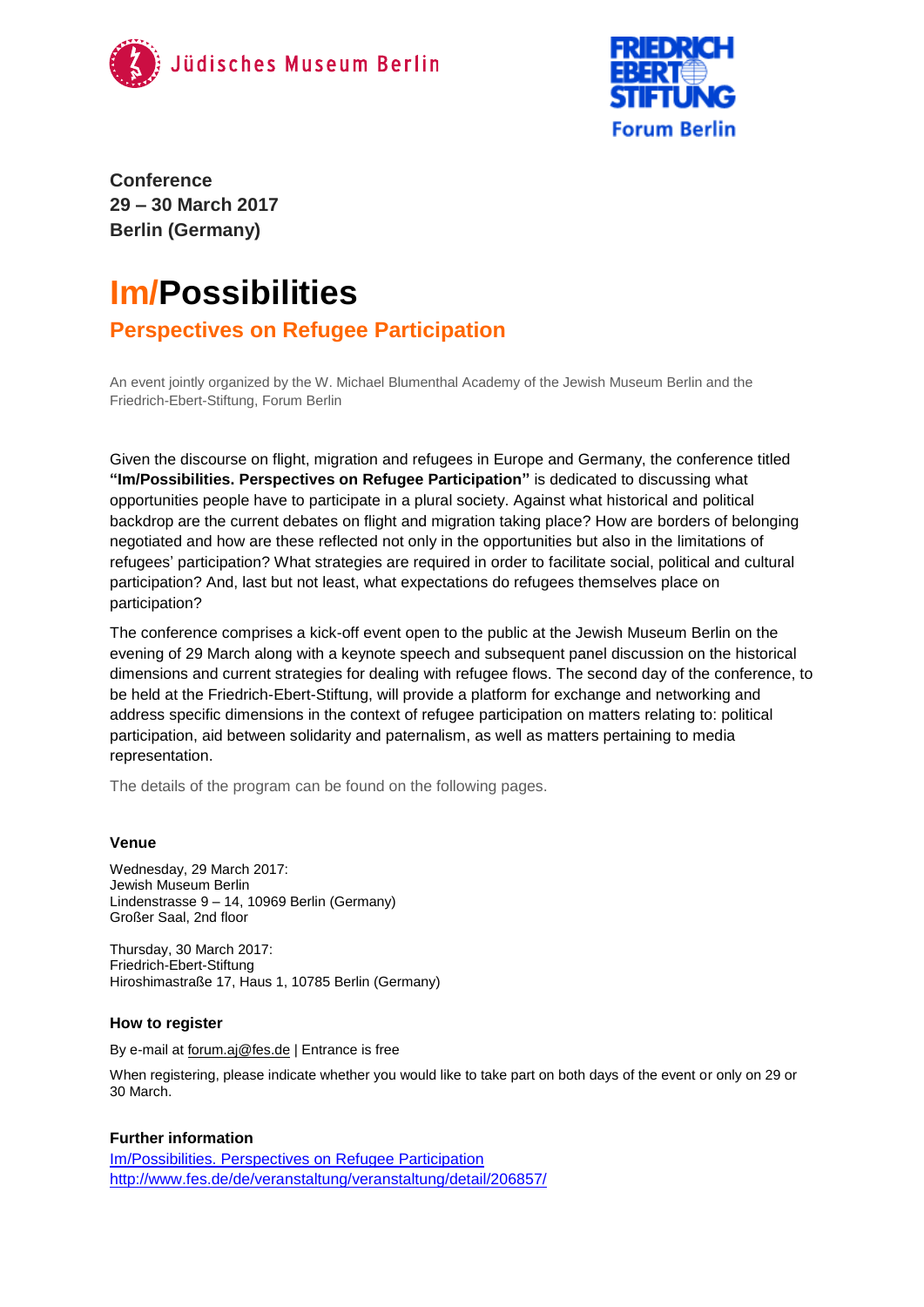Jüdisches Museum Berlin

FRIEDRICH EBERT STIFTUNG
Forum Berlin

**Conference**
**29 – 30 March 2017**
**Berlin (Germany)**

# Im/Possibilities

## Perspectives on Refugee Participation

An event jointly organized by the W. Michael Blumenthal Academy of the Jewish Museum Berlin and the Friedrich-Ebert-Stiftung, Forum Berlin

Given the discourse on flight, migration and refugees in Europe and Germany, the conference titled **"Im/Possibilities. Perspectives on Refugee Participation"** is dedicated to discussing what opportunities people have to participate in a plural society. Against what historical and political backdrop are the current debates on flight and migration taking place? How are borders of belonging negotiated and how are these reflected not only in the opportunities but also in the limitations of refugees' participation? What strategies are required in order to facilitate social, political and cultural participation? And, last but not least, what expectations do refugees themselves place on participation?

The conference comprises a kick-off event open to the public at the Jewish Museum Berlin on the evening of 29 March along with a keynote speech and subsequent panel discussion on the historical dimensions and current strategies for dealing with refugee flows. The second day of the conference, to be held at the Friedrich-Ebert-Stiftung, will provide a platform for exchange and networking and address specific dimensions in the context of refugee participation on matters relating to: political participation, aid between solidarity and paternalism, as well as matters pertaining to media representation.

The details of the program can be found on the following pages.

### Venue

Wednesday, 29 March 2017:
Jewish Museum Berlin
Lindenstrasse 9 – 14, 10969 Berlin (Germany)
Großer Saal, 2nd floor

Thursday, 30 March 2017:
Friedrich-Ebert-Stiftung
Hiroshimastraße 17, Haus 1, 10785 Berlin (Germany)

### How to register

By e-mail at forum.aj@fes.de | Entrance is free

When registering, please indicate whether you would like to take part on both days of the event or only on 29 or 30 March.

### Further information

Im/Possibilities. Perspectives on Refugee Participation
http://www.fes.de/de/veranstaltung/veranstaltung/detail/206857/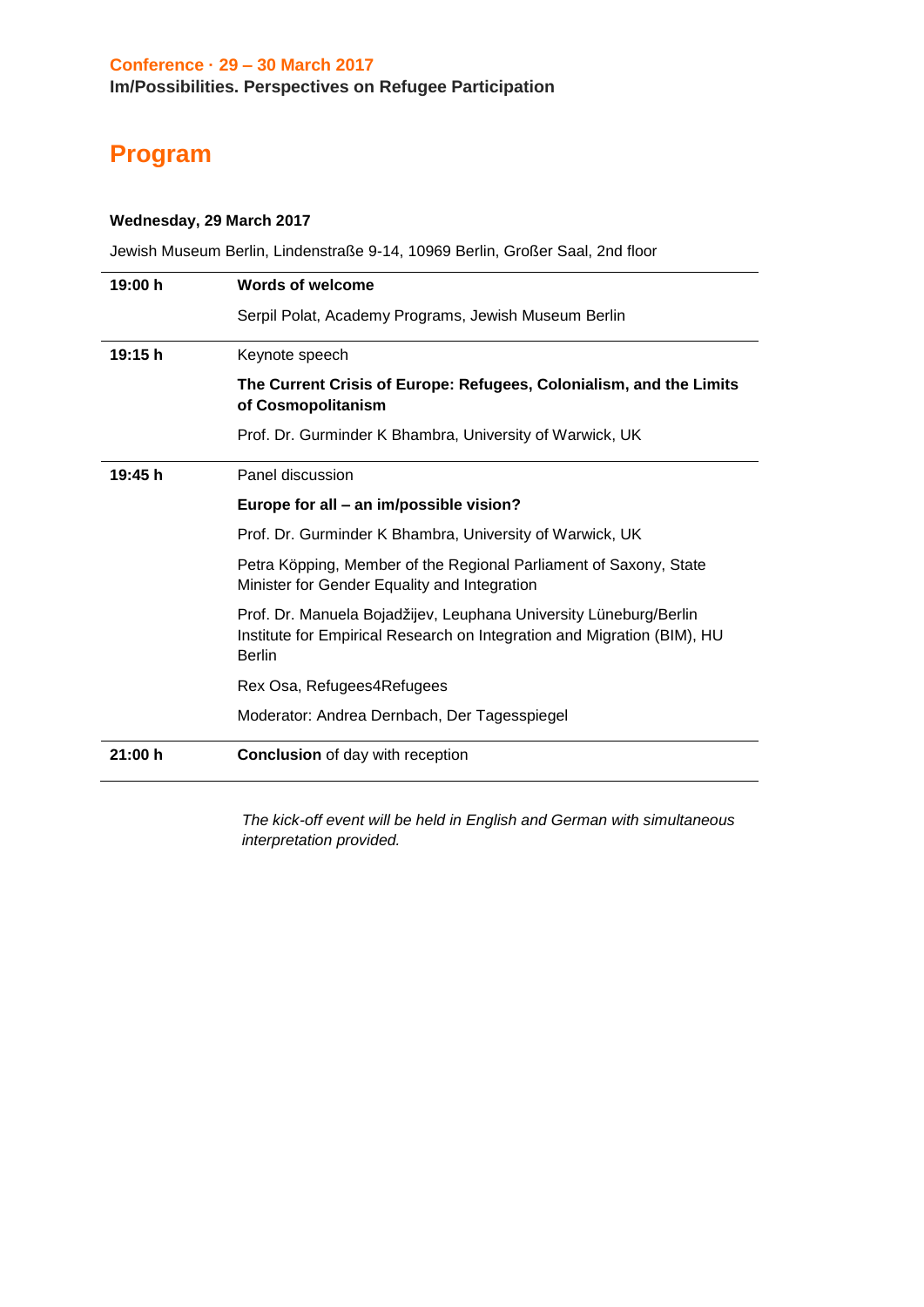**Conference · 29 – 30 March 2017**

**Im/Possibilities. Perspectives on Refugee Participation**

# Program

**Wednesday, 29 March 2017**

Jewish Museum Berlin, Lindenstraße 9-14, 10969 Berlin, Großer Saal, 2nd floor

| | |
|---|---|
| **19:00 h** | **Words of welcome**<br><br>Serpil Polat, Academy Programs, Jewish Museum Berlin |
| **19:15 h** | Keynote speech<br><br>**The Current Crisis of Europe: Refugees, Colonialism, and the Limits of Cosmopolitanism**<br><br>Prof. Dr. Gurminder K Bhambra, University of Warwick, UK |
| **19:45 h** | Panel discussion<br><br>**Europe for all – an im/possible vision?**<br><br>Prof. Dr. Gurminder K Bhambra, University of Warwick, UK<br><br>Petra Köpping, Member of the Regional Parliament of Saxony, State Minister for Gender Equality and Integration<br><br>Prof. Dr. Manuela Bojadžijev, Leuphana University Lüneburg/Berlin Institute for Empirical Research on Integration and Migration (BIM), HU Berlin<br><br>Rex Osa, Refugees4Refugees<br><br>Moderator: Andrea Dernbach, Der Tagesspiegel |
| **21:00 h** | **Conclusion** of day with reception |

*The kick-off event will be held in English and German with simultaneous interpretation provided.*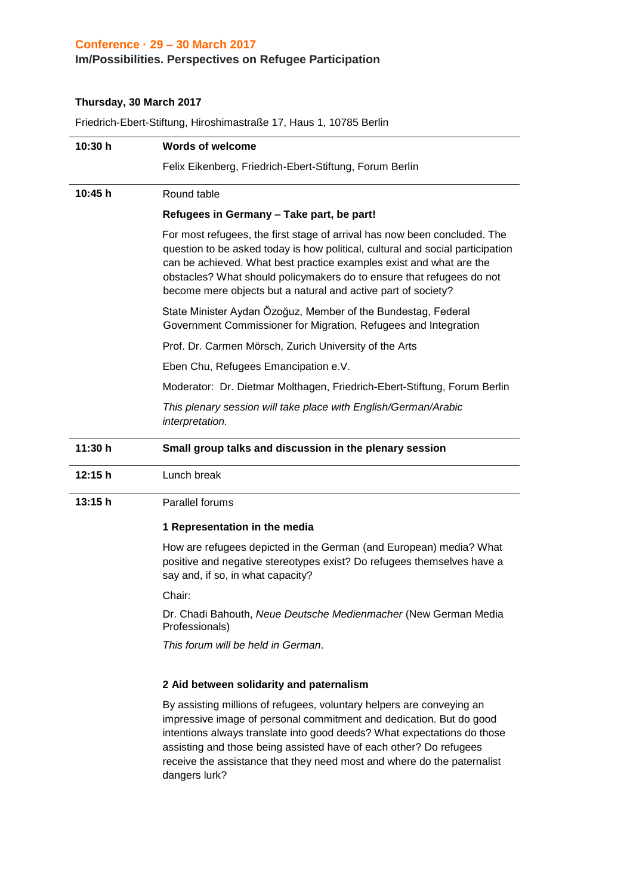**Conference · 29 – 30 March 2017**

**Im/Possibilities. Perspectives on Refugee Participation**

**Thursday, 30 March 2017**

Friedrich-Ebert-Stiftung, Hiroshimastraße 17, Haus 1, 10785 Berlin

---

**10:30 h** **Words of welcome**

Felix Eikenberg, Friedrich-Ebert-Stiftung, Forum Berlin

---

**10:45 h** Round table

**Refugees in Germany – Take part, be part!**

For most refugees, the first stage of arrival has now been concluded. The question to be asked today is how political, cultural and social participation can be achieved. What best practice examples exist and what are the obstacles? What should policymakers do to ensure that refugees do not become mere objects but a natural and active part of society?

State Minister Aydan Özoğuz, Member of the Bundestag, Federal Government Commissioner for Migration, Refugees and Integration

Prof. Dr. Carmen Mörsch, Zurich University of the Arts

Eben Chu, Refugees Emancipation e.V.

Moderator: Dr. Dietmar Molthagen, Friedrich-Ebert-Stiftung, Forum Berlin

*This plenary session will take place with English/German/Arabic interpretation.*

---

**11:30 h** **Small group talks and discussion in the plenary session**

---

**12:15 h** Lunch break

---

**13:15 h** Parallel forums

**1 Representation in the media**

How are refugees depicted in the German (and European) media? What positive and negative stereotypes exist? Do refugees themselves have a say and, if so, in what capacity?

Chair:

Dr. Chadi Bahouth, *Neue Deutsche Medienmacher* (New German Media Professionals)

*This forum will be held in German*.

**2 Aid between solidarity and paternalism**

By assisting millions of refugees, voluntary helpers are conveying an impressive image of personal commitment and dedication. But do good intentions always translate into good deeds? What expectations do those assisting and those being assisted have of each other? Do refugees receive the assistance that they need most and where do the paternalist dangers lurk?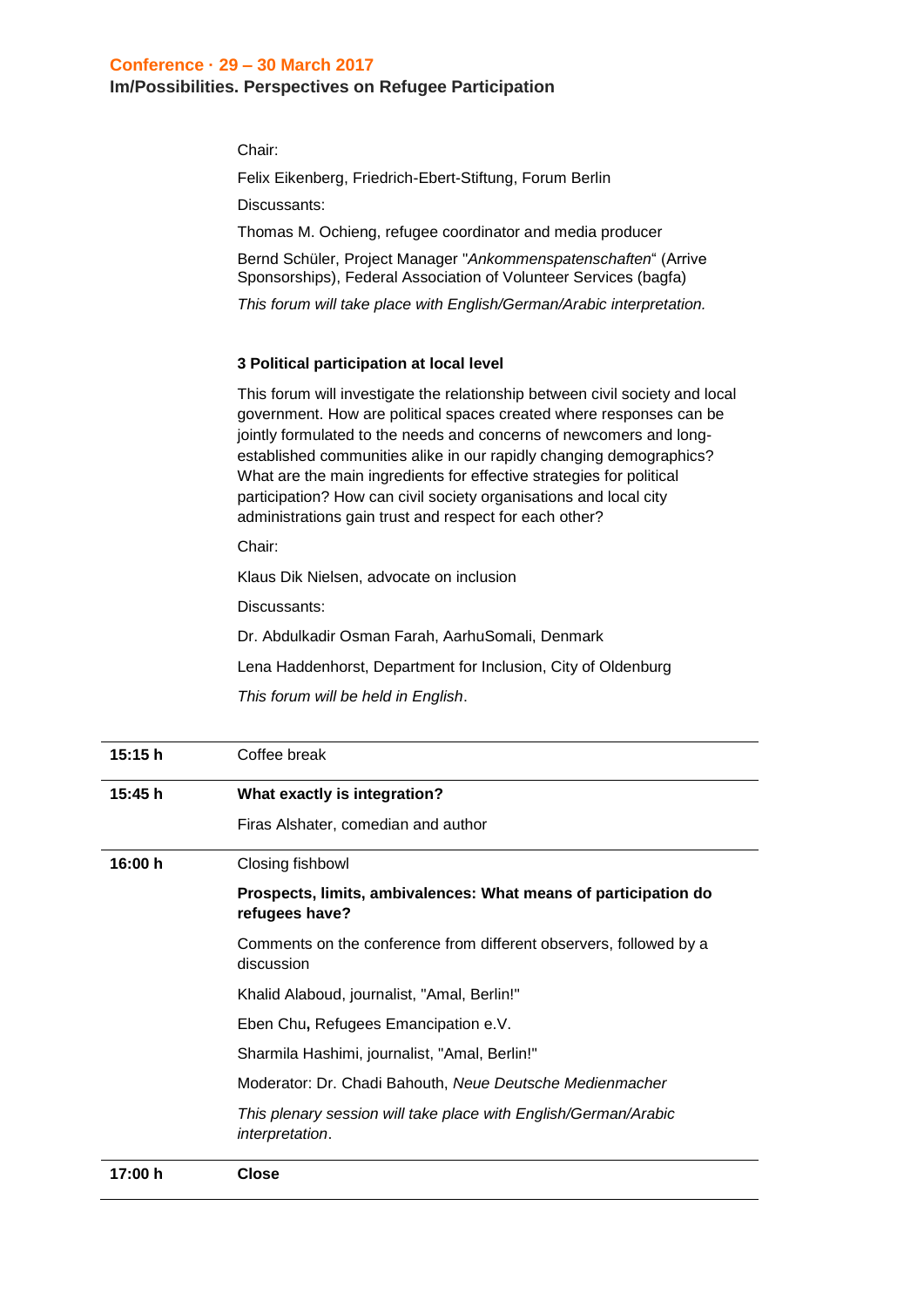Chair:

Felix Eikenberg, Friedrich-Ebert-Stiftung, Forum Berlin

Discussants:

Thomas M. Ochieng, refugee coordinator and media producer

Bernd Schüler, Project Manager "*Ankommenspatenschaften*“ (Arrive Sponsorships), Federal Association of Volunteer Services (bagfa)

*This forum will take place with English/German/Arabic interpretation.*

**3 Political participation at local level**

This forum will investigate the relationship between civil society and local government. How are political spaces created where responses can be jointly formulated to the needs and concerns of newcomers and long-established communities alike in our rapidly changing demographics? What are the main ingredients for effective strategies for political participation? How can civil society organisations and local city administrations gain trust and respect for each other?

Chair:

Klaus Dik Nielsen, advocate on inclusion

Discussants:

Dr. Abdulkadir Osman Farah, AarhuSomali, Denmark

Lena Haddenhorst, Department for Inclusion, City of Oldenburg

*This forum will be held in English*.

| | |
|---|---|
| **15:15 h** | Coffee break |
| **15:45 h** | **What exactly is integration?**<br>Firas Alshater, comedian and author |
| **16:00 h** | Closing fishbowl<br>**Prospects, limits, ambivalences: What means of participation do refugees have?**<br>Comments on the conference from different observers, followed by a discussion<br>Khalid Alaboud, journalist, "Amal, Berlin!"<br>Eben Chu**,** Refugees Emancipation e.V.<br>Sharmila Hashimi, journalist, "Amal, Berlin!"<br>Moderator: Dr. Chadi Bahouth, *Neue Deutsche Medienmacher*<br>*This plenary session will take place with English/German/Arabic interpretation*. |
| **17:00 h** | **Close** |